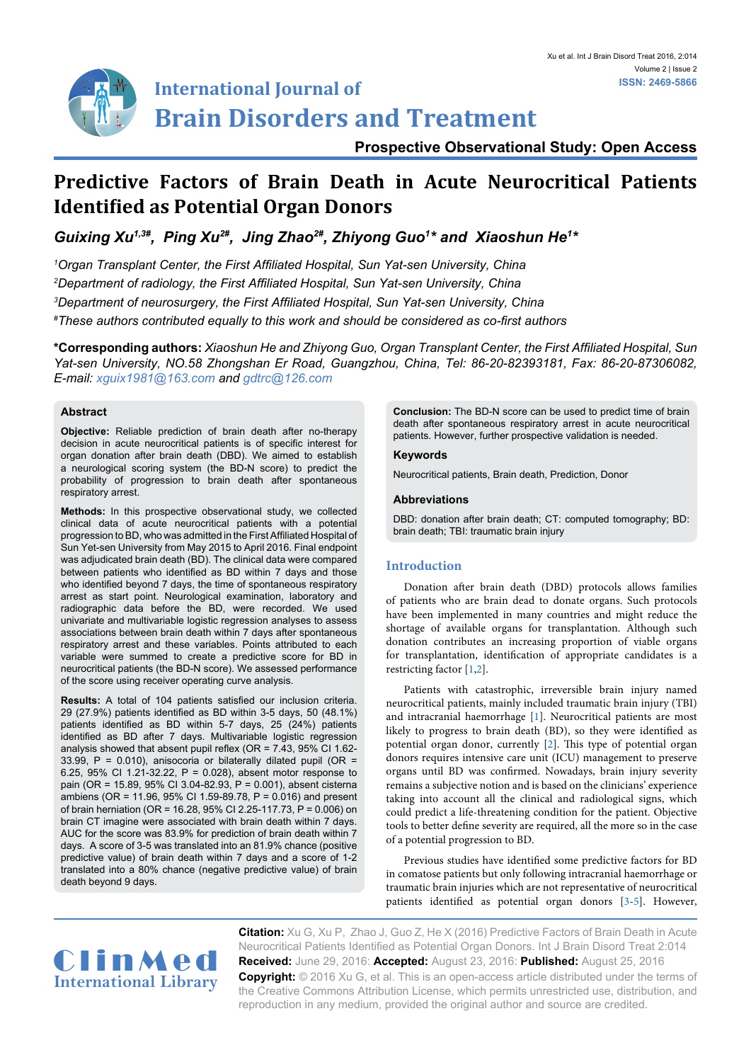Prospective Observational Study: Open Access

# Predictive Factors of Brain Death in Acute Neurocritical Patients Identified as Potential Organ Donors

*Guixing Xu[1,3#], Ping Xu[2#], Jing Zhao[2#], Zhiyong Guo[1]\* and Xiaoshun He[1]\**

[1]Organ Transplant Center, the First Affiliated Hospital, Sun Yat-sen University, China

[2]Department of radiology, the First Affiliated Hospital, Sun Yat-sen University, China

[3]Department of neurosurgery, the First Affiliated Hospital, Sun Yat-sen University, China

[#]These authors contributed equally to this work and should be considered as co-first authors

**\*Corresponding authors:** *Xiaoshun He and Zhiyong Guo, Organ Transplant Center, the First Affiliated Hospital, Sun Yat-sen University, NO.58 Zhongshan Er Road, Guangzhou, China, Tel: 86-20-82393181, Fax: 86-20-87306082, E-mail: xguix1981@163.com and gdtrc@126.com*

## Abstract

**Objective:** Reliable prediction of brain death after no-therapy decision in acute neurocritical patients is of specific interest for organ donation after brain death (DBD). We aimed to establish a neurological scoring system (the BD-N score) to predict the probability of progression to brain death after spontaneous respiratory arrest.

**Methods:** In this prospective observational study, we collected clinical data of acute neurocritical patients with a potential progression to BD, who was admitted in the First Affiliated Hospital of Sun Yet-sen University from May 2015 to April 2016. Final endpoint was adjudicated brain death (BD). The clinical data were compared between patients who identified as BD within 7 days and those who identified beyond 7 days, the time of spontaneous respiratory arrest as start point. Neurological examination, laboratory and radiographic data before the BD, were recorded. We used univariate and multivariable logistic regression analyses to assess associations between brain death within 7 days after spontaneous respiratory arrest and these variables. Points attributed to each variable were summed to create a predictive score for BD in neurocritical patients (the BD-N score). We assessed performance of the score using receiver operating curve analysis.

**Results:** A total of 104 patients satisfied our inclusion criteria. 29 (27.9%) patients identified as BD within 3-5 days, 50 (48.1%) patients identified as BD within 5-7 days, 25 (24%) patients identified as BD after 7 days. Multivariable logistic regression analysis showed that absent pupil reflex (OR = 7.43, 95% CI 1.62-33.99, P = 0.010), anisocoria or bilaterally dilated pupil (OR = 6.25, 95% CI 1.21-32.22, P = 0.028), absent motor response to pain (OR = 15.89, 95% CI 3.04-82.93, P = 0.001), absent cisterna ambiens (OR = 11.96, 95% CI 1.59-89.78, P = 0.016) and present of brain herniation (OR = 16.28, 95% CI 2.25-117.73, P = 0.006) on brain CT imagine were associated with brain death within 7 days. AUC for the score was 83.9% for prediction of brain death within 7 days. A score of 3-5 was translated into an 81.9% chance (positive predictive value) of brain death within 7 days and a score of 1-2 translated into a 80% chance (negative predictive value) of brain death beyond 9 days.

**Conclusion:** The BD-N score can be used to predict time of brain death after spontaneous respiratory arrest in acute neurocritical patients. However, further prospective validation is needed.

## Keywords

Neurocritical patients, Brain death, Prediction, Donor

## Abbreviations

DBD: donation after brain death; CT: computed tomography; BD: brain death; TBI: traumatic brain injury

## Introduction

Donation after brain death (DBD) protocols allows families of patients who are brain dead to donate organs. Such protocols have been implemented in many countries and might reduce the shortage of available organs for transplantation. Although such donation contributes an increasing proportion of viable organs for transplantation, identification of appropriate candidates is a restricting factor [1,2].

Patients with catastrophic, irreversible brain injury named neurocritical patients, mainly included traumatic brain injury (TBI) and intracranial haemorrhage [1]. Neurocritical patients are most likely to progress to brain death (BD), so they were identified as potential organ donor, currently [2]. This type of potential organ donors requires intensive care unit (ICU) management to preserve organs until BD was confirmed. Nowadays, brain injury severity remains a subjective notion and is based on the clinicians' experience taking into account all the clinical and radiological signs, which could predict a life-threatening condition for the patient. Objective tools to better define severity are required, all the more so in the case of a potential progression to BD.

Previous studies have identified some predictive factors for BD in comatose patients but only following intracranial haemorrhage or traumatic brain injuries which are not representative of neurocritical patients identified as potential organ donors [3-5]. However,

**Citation:** Xu G, Xu P, Zhao J, Guo Z, He X (2016) Predictive Factors of Brain Death in Acute Neurocritical Patients Identified as Potential Organ Donors. Int J Brain Disord Treat 2:014

**Received:** June 29, 2016: **Accepted:** August 23, 2016: **Published:** August 25, 2016

**Copyright:** © 2016 Xu G, et al. This is an open-access article distributed under the terms of the Creative Commons Attribution License, which permits unrestricted use, distribution, and reproduction in any medium, provided the original author and source are credited.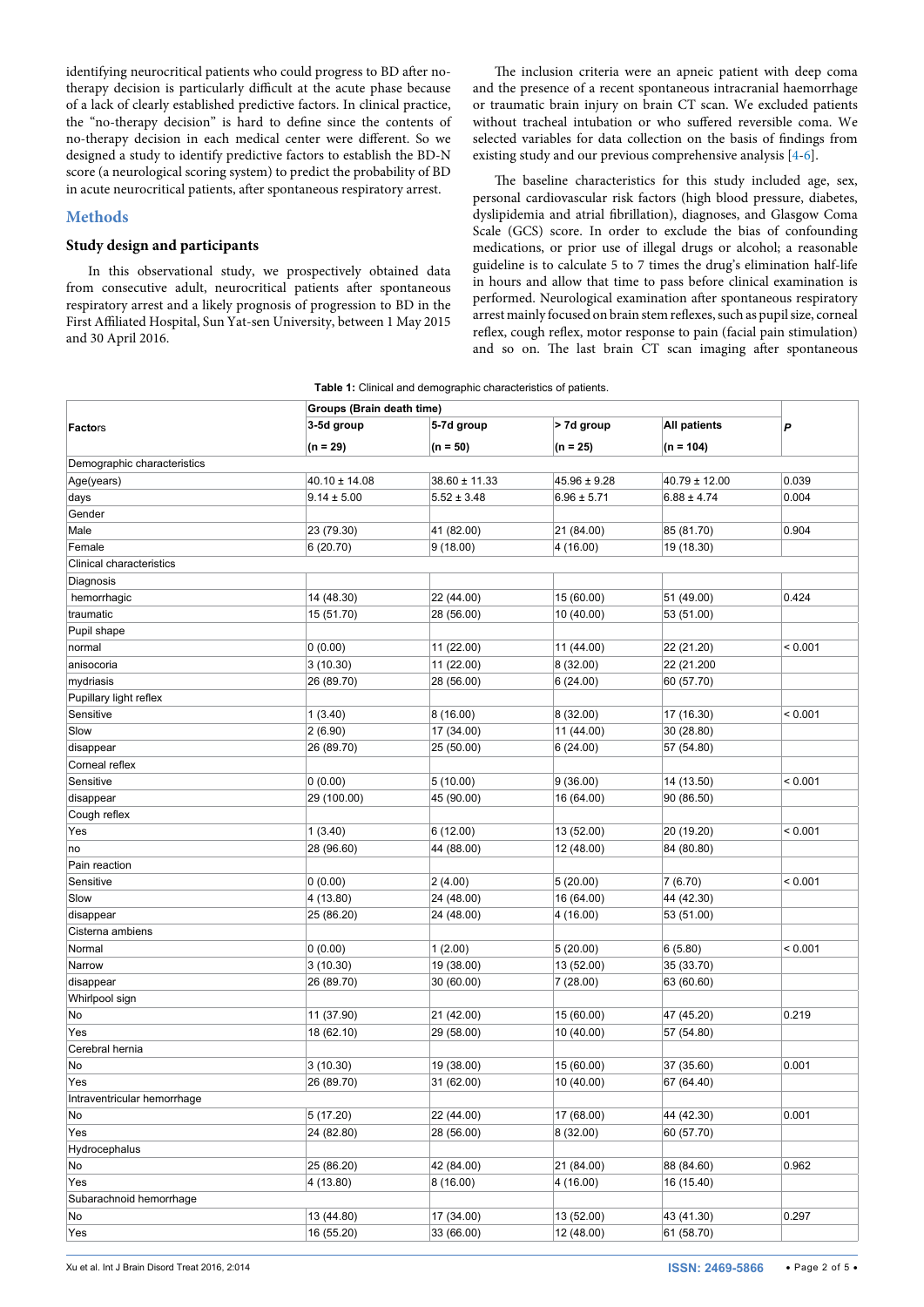identifying neurocritical patients who could progress to BD after no-therapy decision is particularly difficult at the acute phase because of a lack of clearly established predictive factors. In clinical practice, the "no-therapy decision" is hard to define since the contents of no-therapy decision in each medical center were different. So we designed a study to identify predictive factors to establish the BD-N score (a neurological scoring system) to predict the probability of BD in acute neurocritical patients, after spontaneous respiratory arrest.

## Methods

### Study design and participants

In this observational study, we prospectively obtained data from consecutive adult, neurocritical patients after spontaneous respiratory arrest and a likely prognosis of progression to BD in the First Affiliated Hospital, Sun Yat-sen University, between 1 May 2015 and 30 April 2016.

The inclusion criteria were an apneic patient with deep coma and the presence of a recent spontaneous intracranial haemorrhage or traumatic brain injury on brain CT scan. We excluded patients without tracheal intubation or who suffered reversible coma. We selected variables for data collection on the basis of findings from existing study and our previous comprehensive analysis [4-6].

The baseline characteristics for this study included age, sex, personal cardiovascular risk factors (high blood pressure, diabetes, dyslipidemia and atrial fibrillation), diagnoses, and Glasgow Coma Scale (GCS) score. In order to exclude the bias of confounding medications, or prior use of illegal drugs or alcohol; a reasonable guideline is to calculate 5 to 7 times the drug's elimination half-life in hours and allow that time to pass before clinical examination is performed. Neurological examination after spontaneous respiratory arrest mainly focused on brain stem reflexes, such as pupil size, corneal reflex, cough reflex, motor response to pain (facial pain stimulation) and so on. The last brain CT scan imaging after spontaneous

**Table 1:** Clinical and demographic characteristics of patients.

| Factors | Groups (Brain death time) | | | | *P* |
|---|---|---|---|---|---|
| | 3-5d group (n = 29) | 5-7d group (n = 50) | > 7d group (n = 25) | All patients (n = 104) | |
| Demographic characteristics | | | | | |
| Age(years) | 40.10 ± 14.08 | 38.60 ± 11.33 | 45.96 ± 9.28 | 40.79 ± 12.00 | 0.039 |
| days | 9.14 ± 5.00 | 5.52 ± 3.48 | 6.96 ± 5.71 | 6.88 ± 4.74 | 0.004 |
| Gender | | | | | |
| Male | 23 (79.30) | 41 (82.00) | 21 (84.00) | 85 (81.70) | 0.904 |
| Female | 6 (20.70) | 9 (18.00) | 4 (16.00) | 19 (18.30) | |
| Clinical characteristics | | | | | |
| Diagnosis | | | | | |
| hemorrhagic | 14 (48.30) | 22 (44.00) | 15 (60.00) | 51 (49.00) | 0.424 |
| traumatic | 15 (51.70) | 28 (56.00) | 10 (40.00) | 53 (51.00) | |
| Pupil shape | | | | | |
| normal | 0 (0.00) | 11 (22.00) | 11 (44.00) | 22 (21.20) | < 0.001 |
| anisocoria | 3 (10.30) | 11 (22.00) | 8 (32.00) | 22 (21.200 | |
| mydriasis | 26 (89.70) | 28 (56.00) | 6 (24.00) | 60 (57.70) | |
| Pupillary light reflex | | | | | |
| Sensitive | 1 (3.40) | 8 (16.00) | 8 (32.00) | 17 (16.30) | < 0.001 |
| Slow | 2 (6.90) | 17 (34.00) | 11 (44.00) | 30 (28.80) | |
| disappear | 26 (89.70) | 25 (50.00) | 6 (24.00) | 57 (54.80) | |
| Corneal reflex | | | | | |
| Sensitive | 0 (0.00) | 5 (10.00) | 9 (36.00) | 14 (13.50) | < 0.001 |
| disappear | 29 (100.00) | 45 (90.00) | 16 (64.00) | 90 (86.50) | |
| Cough reflex | | | | | |
| Yes | 1 (3.40) | 6 (12.00) | 13 (52.00) | 20 (19.20) | < 0.001 |
| no | 28 (96.60) | 44 (88.00) | 12 (48.00) | 84 (80.80) | |
| Pain reaction | | | | | |
| Sensitive | 0 (0.00) | 2 (4.00) | 5 (20.00) | 7 (6.70) | < 0.001 |
| Slow | 4 (13.80) | 24 (48.00) | 16 (64.00) | 44 (42.30) | |
| disappear | 25 (86.20) | 24 (48.00) | 4 (16.00) | 53 (51.00) | |
| Cisterna ambiens | | | | | |
| Normal | 0 (0.00) | 1 (2.00) | 5 (20.00) | 6 (5.80) | < 0.001 |
| Narrow | 3 (10.30) | 19 (38.00) | 13 (52.00) | 35 (33.70) | |
| disappear | 26 (89.70) | 30 (60.00) | 7 (28.00) | 63 (60.60) | |
| Whirlpool sign | | | | | |
| No | 11 (37.90) | 21 (42.00) | 15 (60.00) | 47 (45.20) | 0.219 |
| Yes | 18 (62.10) | 29 (58.00) | 10 (40.00) | 57 (54.80) | |
| Cerebral hernia | | | | | |
| No | 3 (10.30) | 19 (38.00) | 15 (60.00) | 37 (35.60) | 0.001 |
| Yes | 26 (89.70) | 31 (62.00) | 10 (40.00) | 67 (64.40) | |
| Intraventricular hemorrhage | | | | | |
| No | 5 (17.20) | 22 (44.00) | 17 (68.00) | 44 (42.30) | 0.001 |
| Yes | 24 (82.80) | 28 (56.00) | 8 (32.00) | 60 (57.70) | |
| Hydrocephalus | | | | | |
| No | 25 (86.20) | 42 (84.00) | 21 (84.00) | 88 (84.60) | 0.962 |
| Yes | 4 (13.80) | 8 (16.00) | 4 (16.00) | 16 (15.40) | |
| Subarachnoid hemorrhage | | | | | |
| No | 13 (44.80) | 17 (34.00) | 13 (52.00) | 43 (41.30) | 0.297 |
| Yes | 16 (55.20) | 33 (66.00) | 12 (48.00) | 61 (58.70) | |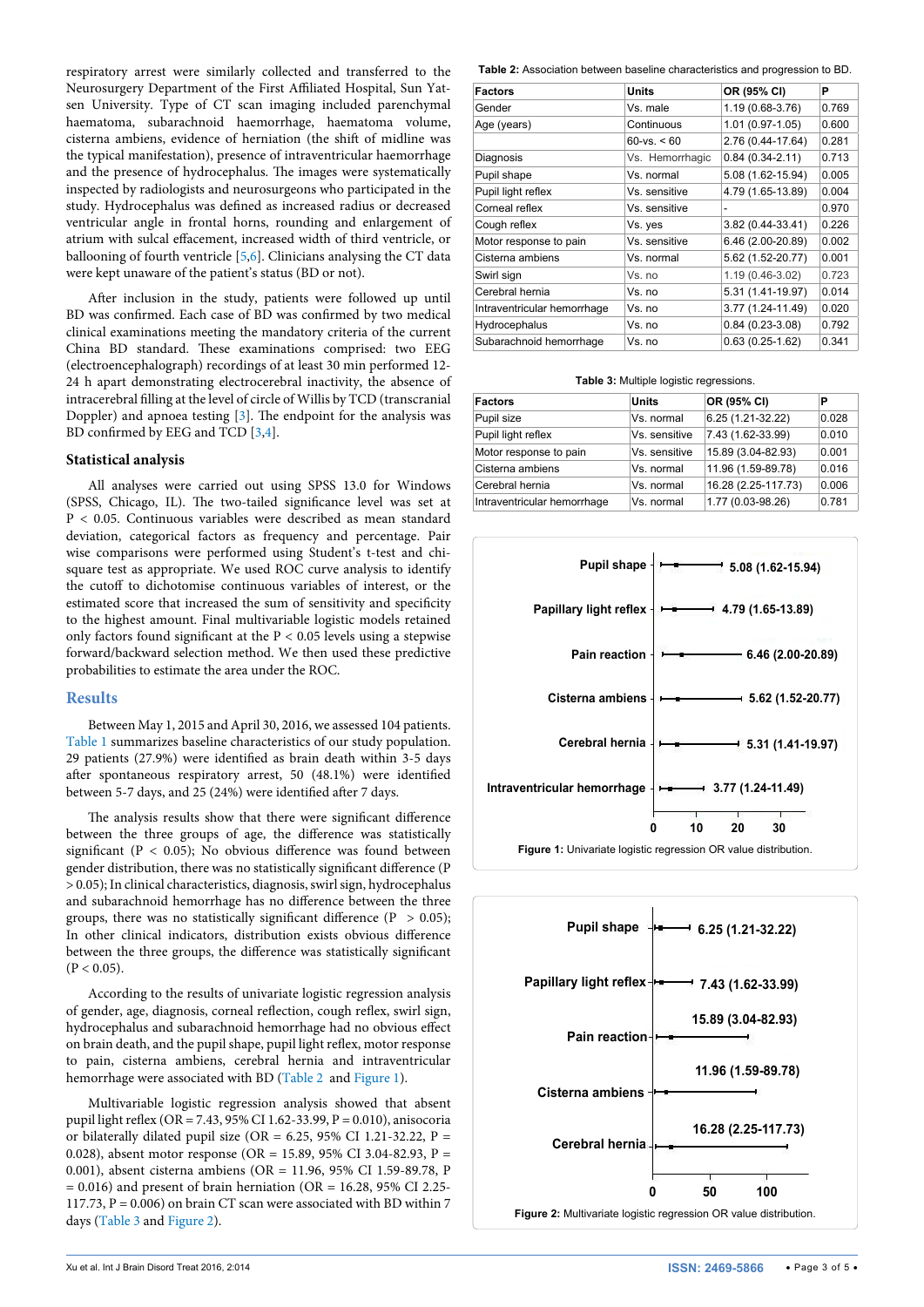respiratory arrest were similarly collected and transferred to the Neurosurgery Department of the First Affiliated Hospital, Sun Yat-sen University. Type of CT scan imaging included parenchymal haematoma, subarachnoid haemorrhage, haematoma volume, cisterna ambiens, evidence of herniation (the shift of midline was the typical manifestation), presence of intraventricular haemorrhage and the presence of hydrocephalus. The images were systematically inspected by radiologists and neurosurgeons who participated in the study. Hydrocephalus was defined as increased radius or decreased ventricular angle in frontal horns, rounding and enlargement of atrium with sulcal effacement, increased width of third ventricle, or ballooning of fourth ventricle [5,6]. Clinicians analysing the CT data were kept unaware of the patient's status (BD or not).

After inclusion in the study, patients were followed up until BD was confirmed. Each case of BD was confirmed by two medical clinical examinations meeting the mandatory criteria of the current China BD standard. These examinations comprised: two EEG (electroencephalograph) recordings of at least 30 min performed 12-24 h apart demonstrating electrocerebral inactivity, the absence of intracerebral filling at the level of circle of Willis by TCD (transcranial Doppler) and apnoea testing [3]. The endpoint for the analysis was BD confirmed by EEG and TCD [3,4].

### Statistical analysis

All analyses were carried out using SPSS 13.0 for Windows (SPSS, Chicago, IL). The two-tailed significance level was set at $P < 0.05$. Continuous variables were described as mean standard deviation, categorical factors as frequency and percentage. Pair wise comparisons were performed using Student's t-test and chi-square test as appropriate. We used ROC curve analysis to identify the cutoff to dichotomise continuous variables of interest, or the estimated score that increased the sum of sensitivity and specificity to the highest amount. Final multivariable logistic models retained only factors found significant at the $P < 0.05$ levels using a stepwise forward/backward selection method. We then used these predictive probabilities to estimate the area under the ROC.

## Results

Between May 1, 2015 and April 30, 2016, we assessed 104 patients. Table 1 summarizes baseline characteristics of our study population. 29 patients (27.9%) were identified as brain death within 3-5 days after spontaneous respiratory arrest, 50 (48.1%) were identified between 5-7 days, and 25 (24%) were identified after 7 days.

The analysis results show that there were significant difference between the three groups of age, the difference was statistically significant ($P < 0.05$); No obvious difference was found between gender distribution, there was no statistically significant difference ($P > 0.05$); In clinical characteristics, diagnosis, swirl sign, hydrocephalus and subarachnoid hemorrhage has no difference between the three groups, there was no statistically significant difference ($P > 0.05$); In other clinical indicators, distribution exists obvious difference between the three groups, the difference was statistically significant ($P < 0.05$).

According to the results of univariate logistic regression analysis of gender, age, diagnosis, corneal reflection, cough reflex, swirl sign, hydrocephalus and subarachnoid hemorrhage had no obvious effect on brain death, and the pupil shape, pupil light reflex, motor response to pain, cisterna ambiens, cerebral hernia and intraventricular hemorrhage were associated with BD (Table 2 and Figure 1).

Multivariable logistic regression analysis showed that absent pupil light reflex (OR = 7.43, 95% CI 1.62-33.99, P = 0.010), anisocoria or bilaterally dilated pupil size (OR = 6.25, 95% CI 1.21-32.22, P = 0.028), absent motor response (OR = 15.89, 95% CI 3.04-82.93, P = 0.001), absent cisterna ambiens (OR = 11.96, 95% CI 1.59-89.78, P = 0.016) and present of brain herniation (OR = 16.28, 95% CI 2.25-117.73, P = 0.006) on brain CT scan were associated with BD within 7 days (Table 3 and Figure 2).

**Table 2:** Association between baseline characteristics and progression to BD.

| Factors | Units | OR (95% CI) | P |
|---|---|---|---|
| Gender | Vs. male | 1.19 (0.68-3.76) | 0.769 |
| Age (years) | Continuous | 1.01 (0.97-1.05) | 0.600 |
| | 60-vs. < 60 | 2.76 (0.44-17.64) | 0.281 |
| Diagnosis | Vs. Hemorrhagic | 0.84 (0.34-2.11) | 0.713 |
| Pupil shape | Vs. normal | 5.08 (1.62-15.94) | 0.005 |
| Pupil light reflex | Vs. sensitive | 4.79 (1.65-13.89) | 0.004 |
| Corneal reflex | Vs. sensitive | - | 0.970 |
| Cough reflex | Vs. yes | 3.82 (0.44-33.41) | 0.226 |
| Motor response to pain | Vs. sensitive | 6.46 (2.00-20.89) | 0.002 |
| Cisterna ambiens | Vs. normal | 5.62 (1.52-20.77) | 0.001 |
| Swirl sign | Vs. no | 1.19 (0.46-3.02) | 0.723 |
| Cerebral hernia | Vs. no | 5.31 (1.41-19.97) | 0.014 |
| Intraventricular hemorrhage | Vs. no | 3.77 (1.24-11.49) | 0.020 |
| Hydrocephalus | Vs. no | 0.84 (0.23-3.08) | 0.792 |
| Subarachnoid hemorrhage | Vs. no | 0.63 (0.25-1.62) | 0.341 |

**Table 3:** Multiple logistic regressions.

| Factors | Units | OR (95% CI) | P |
|---|---|---|---|
| Pupil size | Vs. normal | 6.25 (1.21-32.22) | 0.028 |
| Pupil light reflex | Vs. sensitive | 7.43 (1.62-33.99) | 0.010 |
| Motor response to pain | Vs. sensitive | 15.89 (3.04-82.93) | 0.001 |
| Cisterna ambiens | Vs. normal | 11.96 (1.59-89.78) | 0.016 |
| Cerebral hernia | Vs. normal | 16.28 (2.25-117.73) | 0.006 |
| Intraventricular hemorrhage | Vs. normal | 1.77 (0.03-98.26) | 0.781 |

**Figure 1:** Univariate logistic regression OR value distribution.

**Figure 2:** Multivariate logistic regression OR value distribution.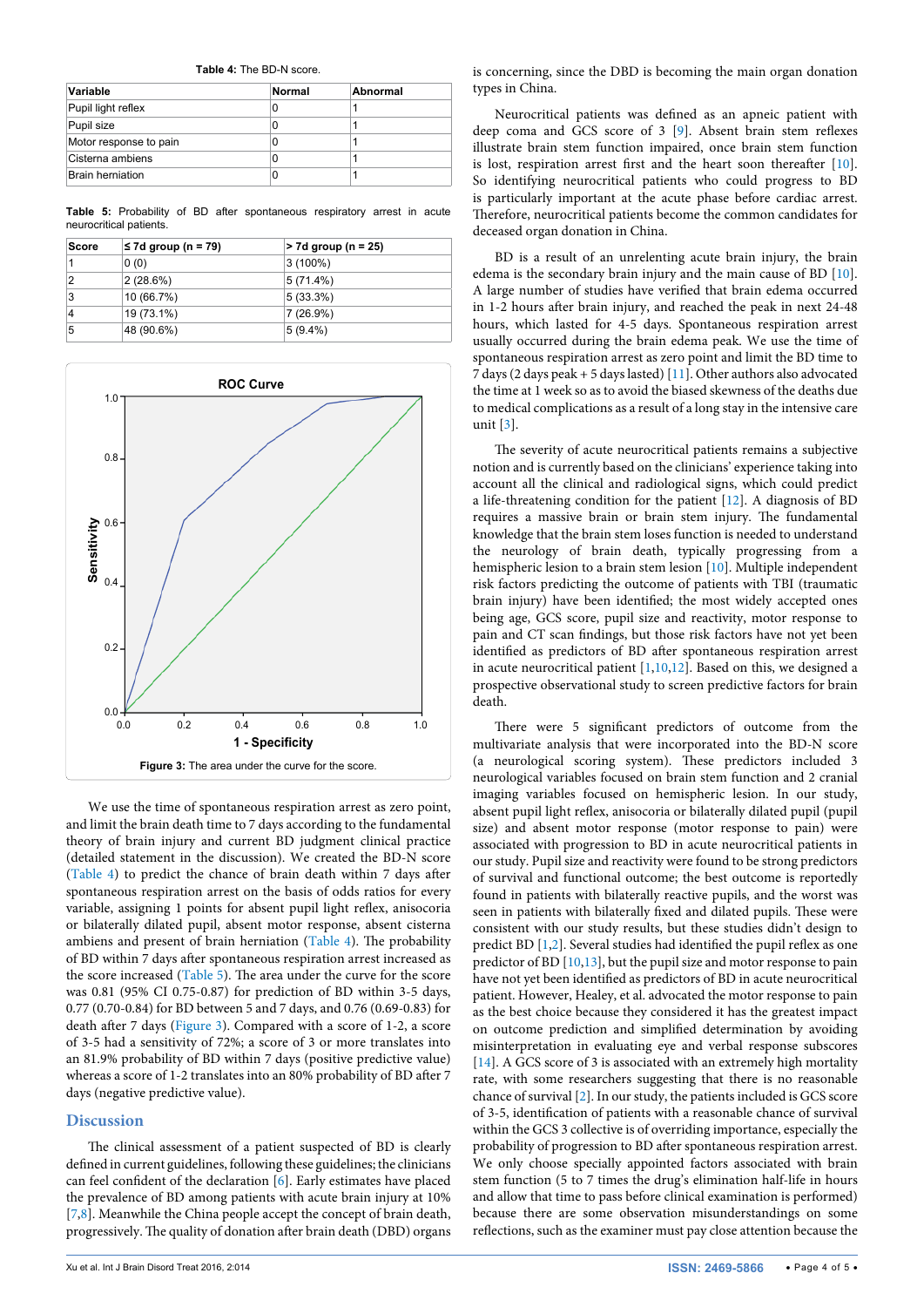Table 4: The BD-N score.

| Variable | Normal | Abnormal |
| --- | --- | --- |
| Pupil light reflex | 0 | 1 |
| Pupil size | 0 | 1 |
| Motor response to pain | 0 | 1 |
| Cisterna ambiens | 0 | 1 |
| Brain herniation | 0 | 1 |

Table 5: Probability of BD after spontaneous respiratory arrest in acute neurocritical patients.

| Score | ≤ 7d group (n = 79) | > 7d group (n = 25) |
| --- | --- | --- |
| 1 | 0 (0) | 3 (100%) |
| 2 | 2 (28.6%) | 5 (71.4%) |
| 3 | 10 (66.7%) | 5 (33.3%) |
| 4 | 19 (73.1%) | 7 (26.9%) |
| 5 | 48 (90.6%) | 5 (9.4%) |

Figure 3: The area under the curve for the score.

We use the time of spontaneous respiration arrest as zero point, and limit the brain death time to 7 days according to the fundamental theory of brain injury and current BD judgment clinical practice (detailed statement in the discussion). We created the BD-N score (Table 4) to predict the chance of brain death within 7 days after spontaneous respiration arrest on the basis of odds ratios for every variable, assigning 1 points for absent pupil light reflex, anisocoria or bilaterally dilated pupil, absent motor response, absent cisterna ambiens and present of brain herniation (Table 4). The probability of BD within 7 days after spontaneous respiration arrest increased as the score increased (Table 5). The area under the curve for the score was 0.81 (95% CI 0.75-0.87) for prediction of BD within 3-5 days, 0.77 (0.70-0.84) for BD between 5 and 7 days, and 0.76 (0.69-0.83) for death after 7 days (Figure 3). Compared with a score of 1-2, a score of 3-5 had a sensitivity of 72%; a score of 3 or more translates into an 81.9% probability of BD within 7 days (positive predictive value) whereas a score of 1-2 translates into an 80% probability of BD after 7 days (negative predictive value).

## Discussion

The clinical assessment of a patient suspected of BD is clearly defined in current guidelines, following these guidelines; the clinicians can feel confident of the declaration [6]. Early estimates have placed the prevalence of BD among patients with acute brain injury at 10% [7,8]. Meanwhile the China people accept the concept of brain death, progressively. The quality of donation after brain death (DBD) organs is concerning, since the DBD is becoming the main organ donation types in China.

Neurocritical patients was defined as an apneic patient with deep coma and GCS score of 3 [9]. Absent brain stem reflexes illustrate brain stem function impaired, once brain stem function is lost, respiration arrest first and the heart soon thereafter [10]. So identifying neurocritical patients who could progress to BD is particularly important at the acute phase before cardiac arrest. Therefore, neurocritical patients become the common candidates for deceased organ donation in China.

BD is a result of an unrelenting acute brain injury, the brain edema is the secondary brain injury and the main cause of BD [10]. A large number of studies have verified that brain edema occurred in 1-2 hours after brain injury, and reached the peak in next 24-48 hours, which lasted for 4-5 days. Spontaneous respiration arrest usually occurred during the brain edema peak. We use the time of spontaneous respiration arrest as zero point and limit the BD time to 7 days (2 days peak + 5 days lasted) [11]. Other authors also advocated the time at 1 week so as to avoid the biased skewness of the deaths due to medical complications as a result of a long stay in the intensive care unit [3].

The severity of acute neurocritical patients remains a subjective notion and is currently based on the clinicians' experience taking into account all the clinical and radiological signs, which could predict a life-threatening condition for the patient [12]. A diagnosis of BD requires a massive brain or brain stem injury. The fundamental knowledge that the brain stem loses function is needed to understand the neurology of brain death, typically progressing from a hemispheric lesion to a brain stem lesion [10]. Multiple independent risk factors predicting the outcome of patients with TBI (traumatic brain injury) have been identified; the most widely accepted ones being age, GCS score, pupil size and reactivity, motor response to pain and CT scan findings, but those risk factors have not yet been identified as predictors of BD after spontaneous respiration arrest in acute neurocritical patient [1,10,12]. Based on this, we designed a prospective observational study to screen predictive factors for brain death.

There were 5 significant predictors of outcome from the multivariate analysis that were incorporated into the BD-N score (a neurological scoring system). These predictors included 3 neurological variables focused on brain stem function and 2 cranial imaging variables focused on hemispheric lesion. In our study, absent pupil light reflex, anisocoria or bilaterally dilated pupil (pupil size) and absent motor response (motor response to pain) were associated with progression to BD in acute neurocritical patients in our study. Pupil size and reactivity were found to be strong predictors of survival and functional outcome; the best outcome is reportedly found in patients with bilaterally reactive pupils, and the worst was seen in patients with bilaterally fixed and dilated pupils. These were consistent with our study results, but these studies didn't design to predict BD [1,2]. Several studies had identified the pupil reflex as one predictor of BD [10,13], but the pupil size and motor response to pain have not yet been identified as predictors of BD in acute neurocritical patient. However, Healey, et al. advocated the motor response to pain as the best choice because they considered it has the greatest impact on outcome prediction and simplified determination by avoiding misinterpretation in evaluating eye and verbal response subscores [14]. A GCS score of 3 is associated with an extremely high mortality rate, with some researchers suggesting that there is no reasonable chance of survival [2]. In our study, the patients included is GCS score of 3-5, identification of patients with a reasonable chance of survival within the GCS 3 collective is of overriding importance, especially the probability of progression to BD after spontaneous respiration arrest. We only choose specially appointed factors associated with brain stem function (5 to 7 times the drug's elimination half-life in hours and allow that time to pass before clinical examination is performed) because there are some observation misunderstandings on some reflections, such as the examiner must pay close attention because the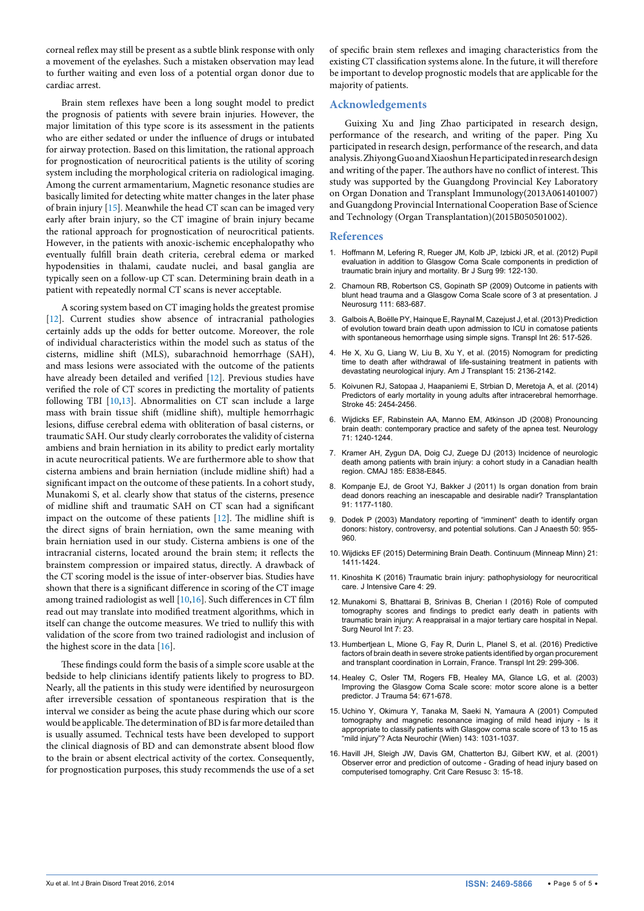corneal reflex may still be present as a subtle blink response with only a movement of the eyelashes. Such a mistaken observation may lead to further waiting and even loss of a potential organ donor due to cardiac arrest.

Brain stem reflexes have been a long sought model to predict the prognosis of patients with severe brain injuries. However, the major limitation of this type score is its assessment in the patients who are either sedated or under the influence of drugs or intubated for airway protection. Based on this limitation, the rational approach for prognostication of neurocritical patients is the utility of scoring system including the morphological criteria on radiological imaging. Among the current armamentarium, Magnetic resonance studies are basically limited for detecting white matter changes in the later phase of brain injury [15]. Meanwhile the head CT scan can be imaged very early after brain injury, so the CT imagine of brain injury became the rational approach for prognostication of neurocritical patients. However, in the patients with anoxic-ischemic encephalopathy who eventually fulfill brain death criteria, cerebral edema or marked hypodensities in thalami, caudate nuclei, and basal ganglia are typically seen on a follow-up CT scan. Determining brain death in a patient with repeatedly normal CT scans is never acceptable.

A scoring system based on CT imaging holds the greatest promise [12]. Current studies show absence of intracranial pathologies certainly adds up the odds for better outcome. Moreover, the role of individual characteristics within the model such as status of the cisterns, midline shift (MLS), subarachnoid hemorrhage (SAH), and mass lesions were associated with the outcome of the patients have already been detailed and verified [12]. Previous studies have verified the role of CT scores in predicting the mortality of patients following TBI [10,13]. Abnormalities on CT scan include a large mass with brain tissue shift (midline shift), multiple hemorrhagic lesions, diffuse cerebral edema with obliteration of basal cisterns, or traumatic SAH. Our study clearly corroborates the validity of cisterna ambiens and brain herniation in its ability to predict early mortality in acute neurocritical patients. We are furthermore able to show that cisterna ambiens and brain herniation (include midline shift) had a significant impact on the outcome of these patients. In a cohort study, Munakomi S, et al. clearly show that status of the cisterns, presence of midline shift and traumatic SAH on CT scan had a significant impact on the outcome of these patients [12]. The midline shift is the direct signs of brain herniation, own the same meaning with brain herniation used in our study. Cisterna ambiens is one of the intracranial cisterns, located around the brain stem; it reflects the brainstem compression or impaired status, directly. A drawback of the CT scoring model is the issue of inter-observer bias. Studies have shown that there is a significant difference in scoring of the CT image among trained radiologist as well [10,16]. Such differences in CT film read out may translate into modified treatment algorithms, which in itself can change the outcome measures. We tried to nullify this with validation of the score from two trained radiologist and inclusion of the highest score in the data [16].

These findings could form the basis of a simple score usable at the bedside to help clinicians identify patients likely to progress to BD. Nearly, all the patients in this study were identified by neurosurgeon after irreversible cessation of spontaneous respiration that is the interval we consider as being the acute phase during which our score would be applicable. The determination of BD is far more detailed than is usually assumed. Technical tests have been developed to support the clinical diagnosis of BD and can demonstrate absent blood flow to the brain or absent electrical activity of the cortex. Consequently, for prognostication purposes, this study recommends the use of a set of specific brain stem reflexes and imaging characteristics from the existing CT classification systems alone. In the future, it will therefore be important to develop prognostic models that are applicable for the majority of patients.

## Acknowledgements

Guixing Xu and Jing Zhao participated in research design, performance of the research, and writing of the paper. Ping Xu participated in research design, performance of the research, and data analysis. Zhiyong Guo and Xiaoshun He participated in research design and writing of the paper. The authors have no conflict of interest. This study was supported by the Guangdong Provincial Key Laboratory on Organ Donation and Transplant Immunology(2013A061401007) and Guangdong Provincial International Cooperation Base of Science and Technology (Organ Transplantation)(2015B050501002).

## References

1. Hoffmann M, Lefering R, Rueger JM, Kolb JP, Izbicki JR, et al. (2012) Pupil evaluation in addition to Glasgow Coma Scale components in prediction of traumatic brain injury and mortality. Br J Surg 99: 122-130.
2. Chamoun RB, Robertson CS, Gopinath SP (2009) Outcome in patients with blunt head trauma and a Glasgow Coma Scale score of 3 at presentation. J Neurosurg 111: 683-687.
3. Galbois A, Boëlle PY, Hainque E, Raynal M, Cazejust J, et al. (2013) Prediction of evolution toward brain death upon admission to ICU in comatose patients with spontaneous hemorrhage using simple signs. Transpl Int 26: 517-526.
4. He X, Xu G, Liang W, Liu B, Xu Y, et al. (2015) Nomogram for predicting time to death after withdrawal of life-sustaining treatment in patients with devastating neurological injury. Am J Transplant 15: 2136-2142.
5. Koivunen RJ, Satopaa J, Haapaniemi E, Strbian D, Meretoja A, et al. (2014) Predictors of early mortality in young adults after intracerebral hemorrhage. Stroke 45: 2454-2456.
6. Wijdicks EF, Rabinstein AA, Manno EM, Atkinson JD (2008) Pronouncing brain death: contemporary practice and safety of the apnea test. Neurology 71: 1240-1244.
7. Kramer AH, Zygun DA, Doig CJ, Zuege DJ (2013) Incidence of neurologic death among patients with brain injury: a cohort study in a Canadian health region. CMAJ 185: E838-E845.
8. Kompanje EJ, de Groot YJ, Bakker J (2011) Is organ donation from brain dead donors reaching an inescapable and desirable nadir? Transplantation 91: 1177-1180.
9. Dodek P (2003) Mandatory reporting of "imminent" death to identify organ donors: history, controversy, and potential solutions. Can J Anaesth 50: 955-960.
10. Wijdicks EF (2015) Determining Brain Death. Continuum (Minneap Minn) 21: 1411-1424.
11. Kinoshita K (2016) Traumatic brain injury: pathophysiology for neurocritical care. J Intensive Care 4: 29.
12. Munakomi S, Bhattarai B, Srinivas B, Cherian I (2016) Role of computed tomography scores and findings to predict early death in patients with traumatic brain injury: A reappraisal in a major tertiary care hospital in Nepal. Surg Neurol Int 7: 23.
13. Humbertjean L, Mione G, Fay R, Durin L, Planel S, et al. (2016) Predictive factors of brain death in severe stroke patients identified by organ procurement and transplant coordination in Lorrain, France. Transpl Int 29: 299-306.
14. Healey C, Osler TM, Rogers FB, Healey MA, Glance LG, et al. (2003) Improving the Glasgow Coma Scale score: motor score alone is a better predictor. J Trauma 54: 671-678.
15. Uchino Y, Okimura Y, Tanaka M, Saeki N, Yamaura A (2001) Computed tomography and magnetic resonance imaging of mild head injury - Is it appropriate to classify patients with Glasgow coma scale score of 13 to 15 as "mild injury"? Acta Neurochir (Wien) 143: 1031-1037.
16. Havill JH, Sleigh JW, Davis GM, Chatterton BJ, Gilbert KW, et al. (2001) Observer error and prediction of outcome - Grading of head injury based on computerised tomography. Crit Care Resusc 3: 15-18.